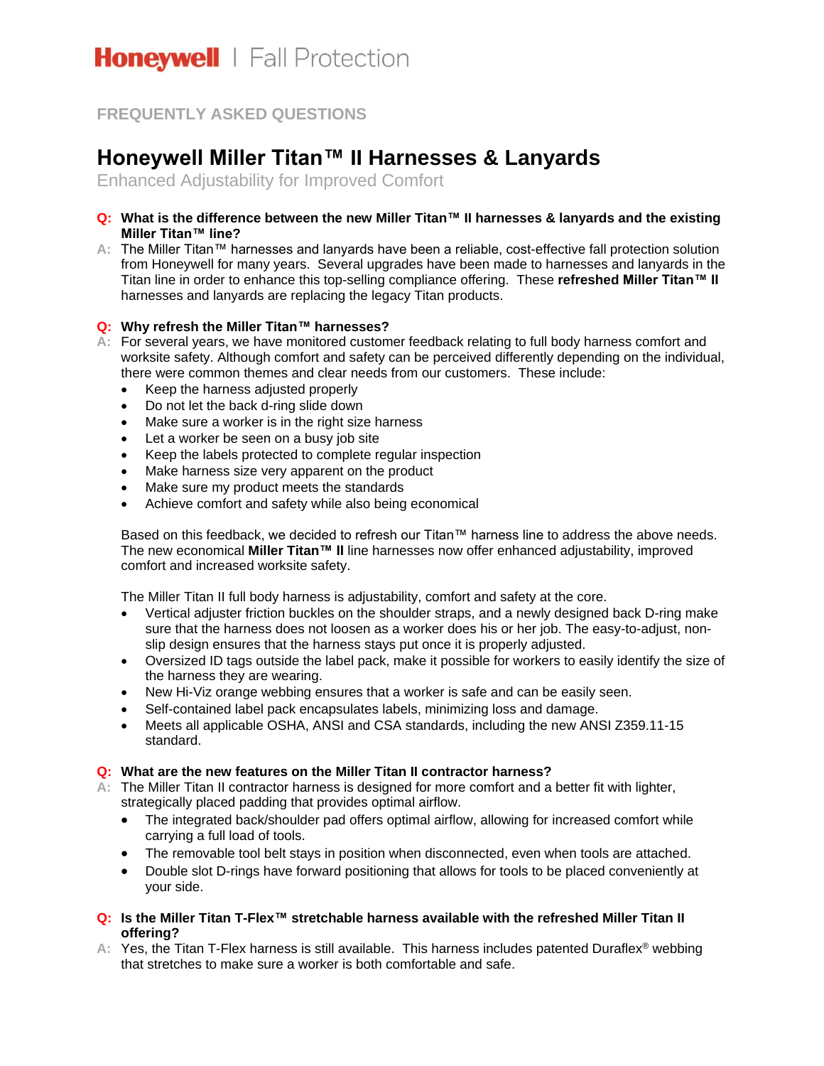Honeywell | Fall Protection

FREQUENTLY ASKED QUESTIONS

# Honeywell Miller Titan™ II Harnesses & Lanyards

## Enhanced Adjustability for Improved Comfort

**Q: What is the difference between the new Miller Titan™ II harnesses & lanyards and the existing Miller Titan™ line?**

A: The Miller Titan™ harnesses and lanyards have been a reliable, cost-effective fall protection solution from Honeywell for many years. Several upgrades have been made to harnesses and lanyards in the Titan line in order to enhance this top-selling compliance offering. These **refreshed Miller Titan™ II** harnesses and lanyards are replacing the legacy Titan products.

**Q: Why refresh the Miller Titan™ harnesses?**

A: For several years, we have monitored customer feedback relating to full body harness comfort and worksite safety. Although comfort and safety can be perceived differently depending on the individual, there were common themes and clear needs from our customers. These include:

- Keep the harness adjusted properly
- Do not let the back d-ring slide down
- Make sure a worker is in the right size harness
- Let a worker be seen on a busy job site
- Keep the labels protected to complete regular inspection
- Make harness size very apparent on the product
- Make sure my product meets the standards
- Achieve comfort and safety while also being economical

Based on this feedback, we decided to refresh our Titan™ harness line to address the above needs. The new economical **Miller Titan™ II** line harnesses now offer enhanced adjustability, improved comfort and increased worksite safety.

The Miller Titan II full body harness is adjustability, comfort and safety at the core.

- Vertical adjuster friction buckles on the shoulder straps, and a newly designed back D-ring make sure that the harness does not loosen as a worker does his or her job. The easy-to-adjust, non-slip design ensures that the harness stays put once it is properly adjusted.
- Oversized ID tags outside the label pack, make it possible for workers to easily identify the size of the harness they are wearing.
- New Hi-Viz orange webbing ensures that a worker is safe and can be easily seen.
- Self-contained label pack encapsulates labels, minimizing loss and damage.
- Meets all applicable OSHA, ANSI and CSA standards, including the new ANSI Z359.11-15 standard.

**Q: What are the new features on the Miller Titan II contractor harness?**

A: The Miller Titan II contractor harness is designed for more comfort and a better fit with lighter, strategically placed padding that provides optimal airflow.

- The integrated back/shoulder pad offers optimal airflow, allowing for increased comfort while carrying a full load of tools.
- The removable tool belt stays in position when disconnected, even when tools are attached.
- Double slot D-rings have forward positioning that allows for tools to be placed conveniently at your side.

**Q: Is the Miller Titan T-Flex™ stretchable harness available with the refreshed Miller Titan II offering?**

A: Yes, the Titan T-Flex harness is still available. This harness includes patented Duraflex® webbing that stretches to make sure a worker is both comfortable and safe.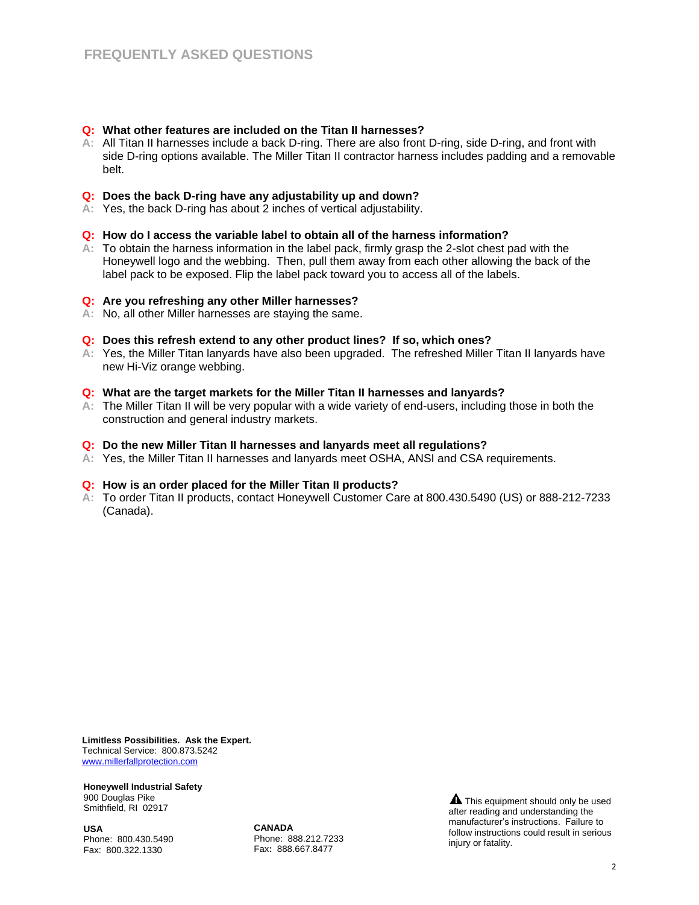## FREQUENTLY ASKED QUESTIONS

**Q: What other features are included on the Titan II harnesses?**

A: All Titan II harnesses include a back D-ring. There are also front D-ring, side D-ring, and front with side D-ring options available. The Miller Titan II contractor harness includes padding and a removable belt.

**Q: Does the back D-ring have any adjustability up and down?**

A: Yes, the back D-ring has about 2 inches of vertical adjustability.

**Q: How do I access the variable label to obtain all of the harness information?**

A: To obtain the harness information in the label pack, firmly grasp the 2-slot chest pad with the Honeywell logo and the webbing. Then, pull them away from each other allowing the back of the label pack to be exposed. Flip the label pack toward you to access all of the labels.

**Q: Are you refreshing any other Miller harnesses?**

A: No, all other Miller harnesses are staying the same.

**Q: Does this refresh extend to any other product lines? If so, which ones?**

A: Yes, the Miller Titan lanyards have also been upgraded. The refreshed Miller Titan II lanyards have new Hi-Viz orange webbing.

**Q: What are the target markets for the Miller Titan II harnesses and lanyards?**

A: The Miller Titan II will be very popular with a wide variety of end-users, including those in both the construction and general industry markets.

**Q: Do the new Miller Titan II harnesses and lanyards meet all regulations?**

A: Yes, the Miller Titan II harnesses and lanyards meet OSHA, ANSI and CSA requirements.

**Q: How is an order placed for the Miller Titan II products?**

A: To order Titan II products, contact Honeywell Customer Care at 800.430.5490 (US) or 888-212-7233 (Canada).

**Limitless Possibilities. Ask the Expert.**
Technical Service: 800.873.5242
www.millerfallprotection.com

**Honeywell Industrial Safety**
900 Douglas Pike
Smithfield, RI 02917

**USA**
Phone: 800.430.5490
Fax: 800.322.1330

**CANADA**
Phone: 888.212.7233
Fax: 888.667.8477

⚠ This equipment should only be used after reading and understanding the manufacturer's instructions. Failure to follow instructions could result in serious injury or fatality.